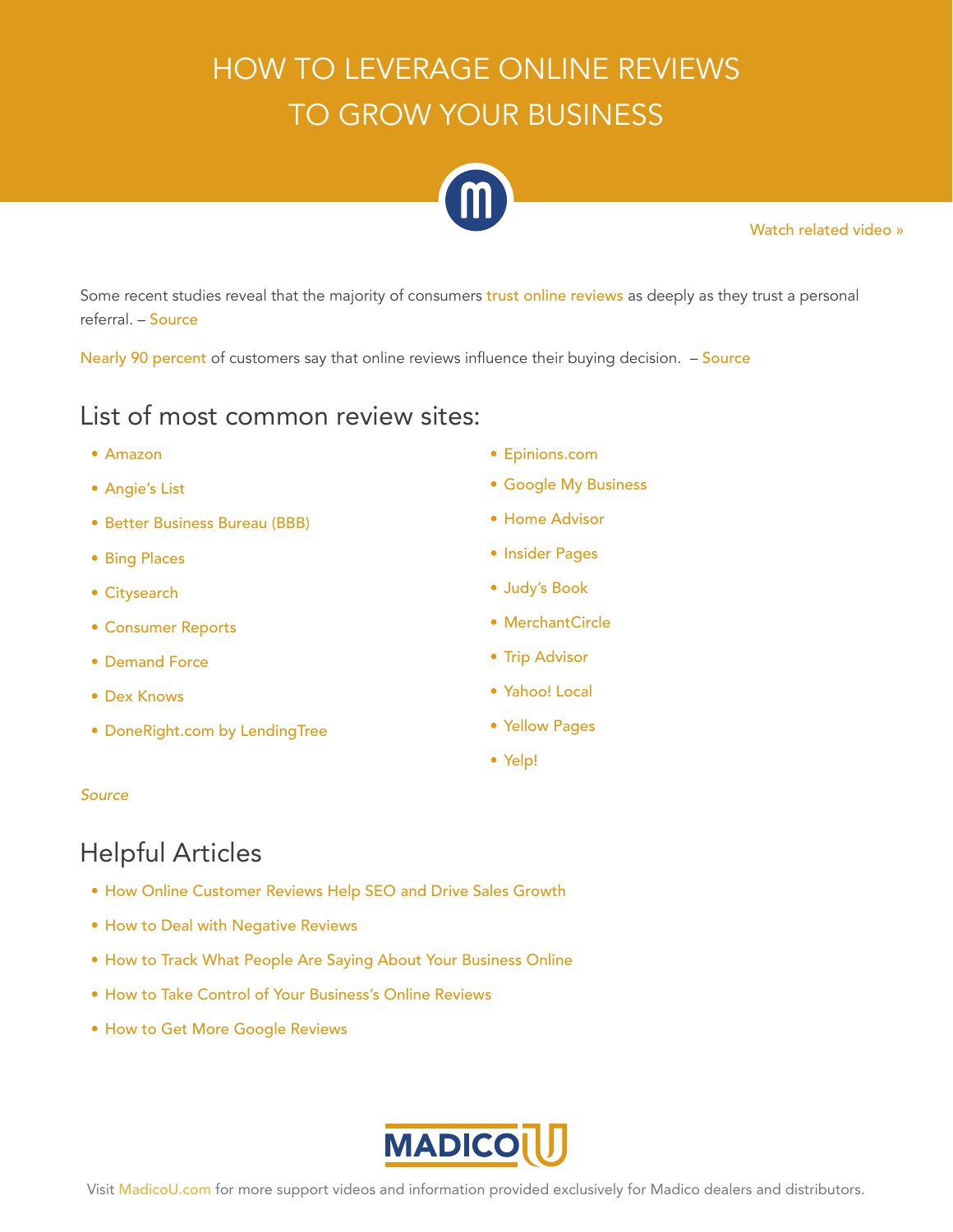# HOW TO LEVERAGE ONLINE REVIEWS TO GROW YOUR BUSINESS

Watch related video »

Some recent studies reveal that the majority of consumers trust online reviews as deeply as they trust a personal referral. – Source

Nearly 90 percent of customers say that online reviews influence their buying decision. – Source

## List of most common review sites:

- Amazon
- Angie's List
- Better Business Bureau (BBB)
- Bing Places
- Citysearch
- Consumer Reports
- Demand Force
- Dex Knows
- DoneRight.com by LendingTree
- Epinions.com
- Google My Business
- Home Advisor
- Insider Pages
- Judy's Book
- MerchantCircle
- Trip Advisor
- Yahoo! Local
- Yellow Pages
- Yelp!

*Source*

## Helpful Articles

- How Online Customer Reviews Help SEO and Drive Sales Growth
- How to Deal with Negative Reviews
- How to Track What People Are Saying About Your Business Online
- How to Take Control of Your Business's Online Reviews
- How to Get More Google Reviews

MADICO U

Visit MadicoU.com for more support videos and information provided exclusively for Madico dealers and distributors.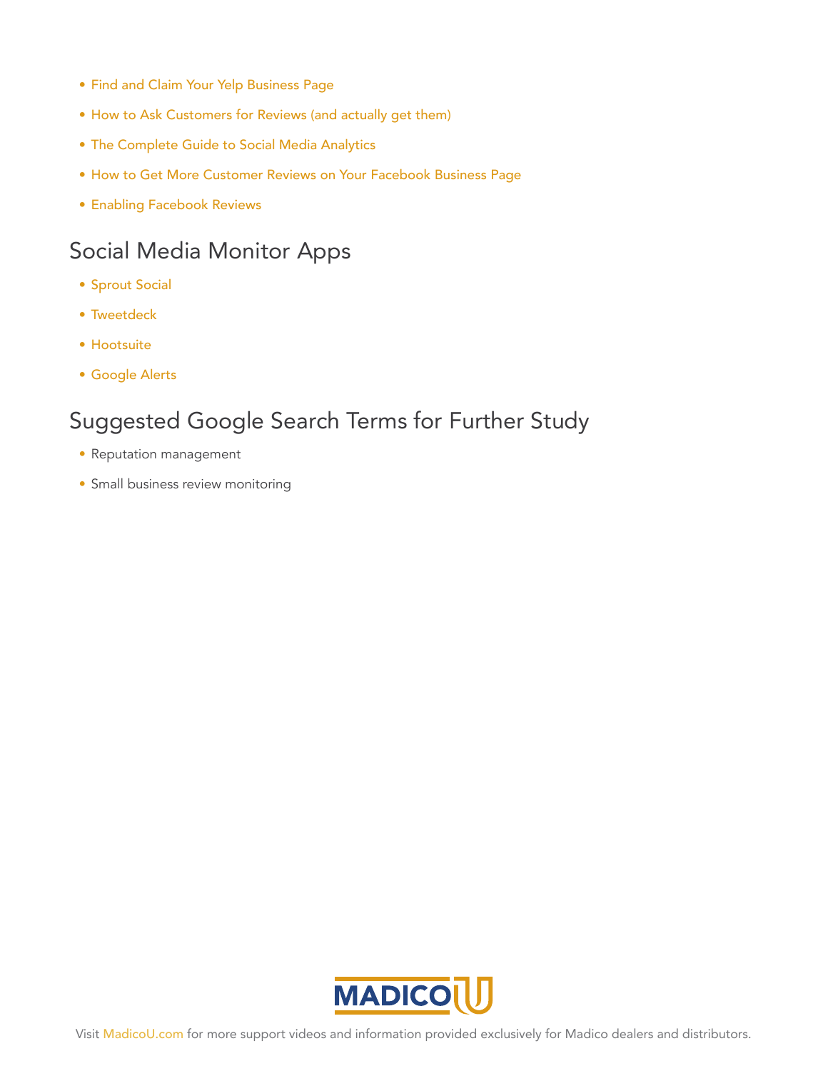- Find and Claim Your Yelp Business Page
- How to Ask Customers for Reviews (and actually get them)
- The Complete Guide to Social Media Analytics
- How to Get More Customer Reviews on Your Facebook Business Page
- Enabling Facebook Reviews

## Social Media Monitor Apps

- Sprout Social
- Tweetdeck
- Hootsuite
- Google Alerts

## Suggested Google Search Terms for Further Study

- Reputation management
- Small business review monitoring

MADICO U

Visit MadicoU.com for more support videos and information provided exclusively for Madico dealers and distributors.